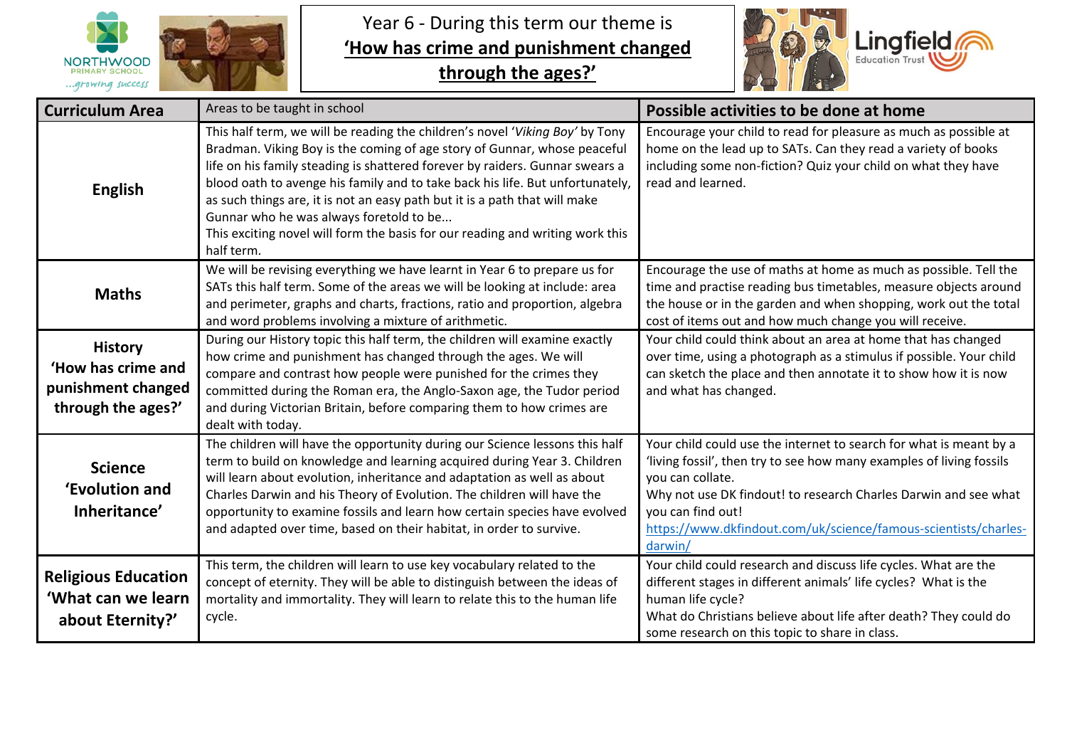# Year 6 - During this term our theme is **'How has crime and punishment changed through the ages?'**

| Curriculum Area | Areas to be taught in school | Possible activities to be done at home |
|---|---|---|
| **English** | This half term, we will be reading the children's novel '*Viking Boy*' by Tony Bradman. Viking Boy is the coming of age story of Gunnar, whose peaceful life on his family steading is shattered forever by raiders. Gunnar swears a blood oath to avenge his family and to take back his life. But unfortunately, as such things are, it is not an easy path but it is a path that will make Gunnar who he was always foretold to be...<br>This exciting novel will form the basis for our reading and writing work this half term. | Encourage your child to read for pleasure as much as possible at home on the lead up to SATs. Can they read a variety of books including some non-fiction? Quiz your child on what they have read and learned. |
| **Maths** | We will be revising everything we have learnt in Year 6 to prepare us for SATs this half term. Some of the areas we will be looking at include: area and perimeter, graphs and charts, fractions, ratio and proportion, algebra and word problems involving a mixture of arithmetic. | Encourage the use of maths at home as much as possible. Tell the time and practise reading bus timetables, measure objects around the house or in the garden and when shopping, work out the total cost of items out and how much change you will receive. |
| **History 'How has crime and punishment changed through the ages?'** | During our History topic this half term, the children will examine exactly how crime and punishment has changed through the ages. We will compare and contrast how people were punished for the crimes they committed during the Roman era, the Anglo-Saxon age, the Tudor period and during Victorian Britain, before comparing them to how crimes are dealt with today. | Your child could think about an area at home that has changed over time, using a photograph as a stimulus if possible. Your child can sketch the place and then annotate it to show how it is now and what has changed. |
| **Science 'Evolution and Inheritance'** | The children will have the opportunity during our Science lessons this half term to build on knowledge and learning acquired during Year 3. Children will learn about evolution, inheritance and adaptation as well as about Charles Darwin and his Theory of Evolution. The children will have the opportunity to examine fossils and learn how certain species have evolved and adapted over time, based on their habitat, in order to survive. | Your child could use the internet to search for what is meant by a 'living fossil', then try to see how many examples of living fossils you can collate.<br>Why not use DK findout! to research Charles Darwin and see what you can find out!<br>https://www.dkfindout.com/uk/science/famous-scientists/charles-darwin/ |
| **Religious Education 'What can we learn about Eternity?'** | This term, the children will learn to use key vocabulary related to the concept of eternity. They will be able to distinguish between the ideas of mortality and immortality. They will learn to relate this to the human life cycle. | Your child could research and discuss life cycles. What are the different stages in different animals' life cycles? What is the human life cycle?<br>What do Christians believe about life after death? They could do some research on this topic to share in class. |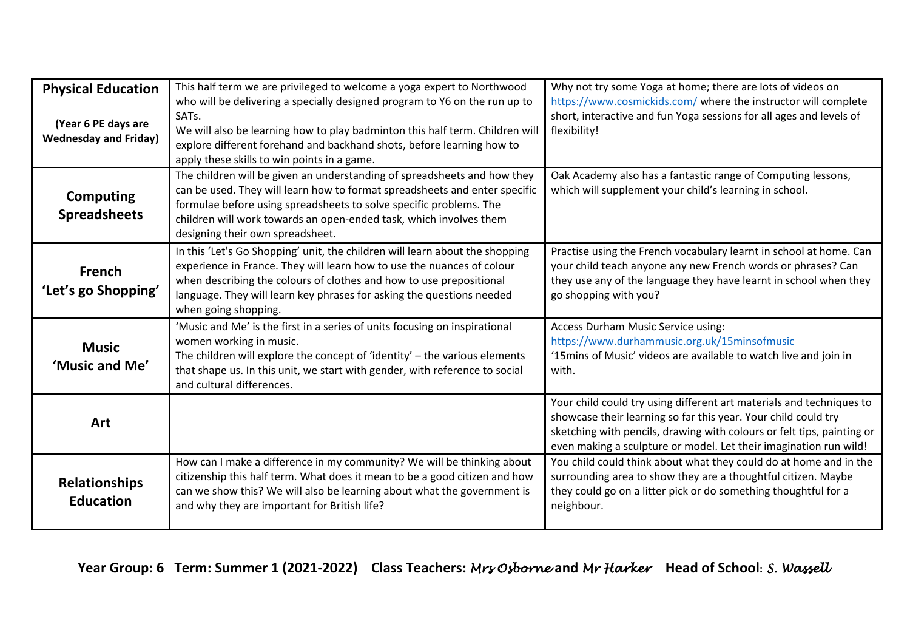| | | |
|---|---|---|
| **Physical Education**<br><br>**(Year 6 PE days are Wednesday and Friday)** | This half term we are privileged to welcome a yoga expert to Northwood who will be delivering a specially designed program to Y6 on the run up to SATs.<br>We will also be learning how to play badminton this half term. Children will explore different forehand and backhand shots, before learning how to apply these skills to win points in a game. | Why not try some Yoga at home; there are lots of videos on https://www.cosmickids.com/ where the instructor will complete short, interactive and fun Yoga sessions for all ages and levels of flexibility! |
| **Computing Spreadsheets** | The children will be given an understanding of spreadsheets and how they can be used. They will learn how to format spreadsheets and enter specific formulae before using spreadsheets to solve specific problems. The children will work towards an open-ended task, which involves them designing their own spreadsheet. | Oak Academy also has a fantastic range of Computing lessons, which will supplement your child's learning in school. |
| **French 'Let's go Shopping'** | In this 'Let's Go Shopping' unit, the children will learn about the shopping experience in France. They will learn how to use the nuances of colour when describing the colours of clothes and how to use prepositional language. They will learn key phrases for asking the questions needed when going shopping. | Practise using the French vocabulary learnt in school at home. Can your child teach anyone any new French words or phrases? Can they use any of the language they have learnt in school when they go shopping with you? |
| **Music 'Music and Me'** | 'Music and Me' is the first in a series of units focusing on inspirational women working in music.<br>The children will explore the concept of 'identity' – the various elements that shape us. In this unit, we start with gender, with reference to social and cultural differences. | Access Durham Music Service using:<br>https://www.durhammusic.org.uk/15minsofmusic<br>'15mins of Music' videos are available to watch live and join in with. |
| **Art** | | Your child could try using different art materials and techniques to showcase their learning so far this year. Your child could try sketching with pencils, drawing with colours or felt tips, painting or even making a sculpture or model. Let their imagination run wild! |
| **Relationships Education** | How can I make a difference in my community? We will be thinking about citizenship this half term. What does it mean to be a good citizen and how can we show this? We will also be learning about what the government is and why they are important for British life? | You child could think about what they could do at home and in the surrounding area to show they are a thoughtful citizen. Maybe they could go on a litter pick or do something thoughtful for a neighbour. |

**Year Group: 6 Term: Summer 1 (2021-2022) Class Teachers:** *Mrs Osborne* **and** *Mr Harker* **Head of School:** *S. Wassell*